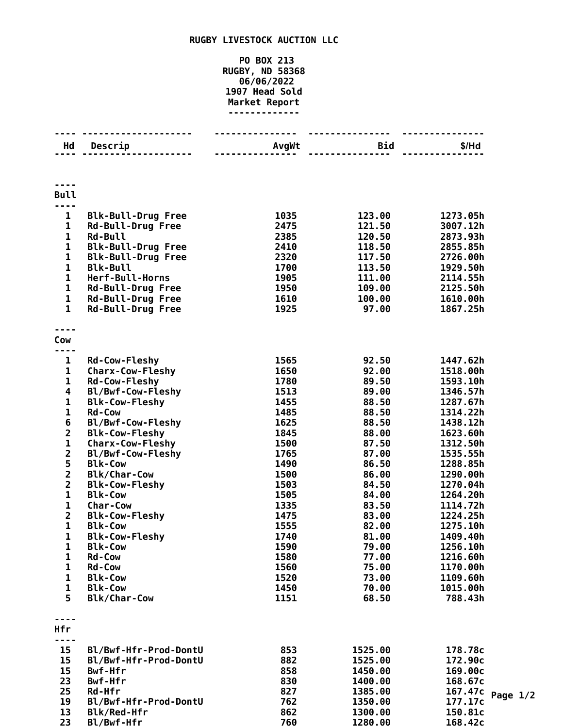# RUGBY LIVESTOCK AUCTION LLC

**PO BOX 213**
**RUGBY, ND 58368**
**06/06/2022**
**1907 Head Sold**
**Market Report**

| Hd | Descrip | AvgWt | Bid | $/Hd |
|---|---|---|---|---|
| **Bull** | | | | |
| 1 | Blk-Bull-Drug Free | 1035 | 123.00 | 1273.05h |
| 1 | Rd-Bull-Drug Free | 2475 | 121.50 | 3007.12h |
| 1 | Rd-Bull | 2385 | 120.50 | 2873.93h |
| 1 | Blk-Bull-Drug Free | 2410 | 118.50 | 2855.85h |
| 1 | Blk-Bull-Drug Free | 2320 | 117.50 | 2726.00h |
| 1 | Blk-Bull | 1700 | 113.50 | 1929.50h |
| 1 | Herf-Bull-Horns | 1905 | 111.00 | 2114.55h |
| 1 | Rd-Bull-Drug Free | 1950 | 109.00 | 2125.50h |
| 1 | Rd-Bull-Drug Free | 1610 | 100.00 | 1610.00h |
| 1 | Rd-Bull-Drug Free | 1925 | 97.00 | 1867.25h |
| **Cow** | | | | |
| 1 | Rd-Cow-Fleshy | 1565 | 92.50 | 1447.62h |
| 1 | Charx-Cow-Fleshy | 1650 | 92.00 | 1518.00h |
| 1 | Rd-Cow-Fleshy | 1780 | 89.50 | 1593.10h |
| 4 | Bl/Bwf-Cow-Fleshy | 1513 | 89.00 | 1346.57h |
| 1 | Blk-Cow-Fleshy | 1455 | 88.50 | 1287.67h |
| 1 | Rd-Cow | 1485 | 88.50 | 1314.22h |
| 6 | Bl/Bwf-Cow-Fleshy | 1625 | 88.50 | 1438.12h |
| 2 | Blk-Cow-Fleshy | 1845 | 88.00 | 1623.60h |
| 1 | Charx-Cow-Fleshy | 1500 | 87.50 | 1312.50h |
| 2 | Bl/Bwf-Cow-Fleshy | 1765 | 87.00 | 1535.55h |
| 5 | Blk-Cow | 1490 | 86.50 | 1288.85h |
| 2 | Blk/Char-Cow | 1500 | 86.00 | 1290.00h |
| 2 | Blk-Cow-Fleshy | 1503 | 84.50 | 1270.04h |
| 1 | Blk-Cow | 1505 | 84.00 | 1264.20h |
| 1 | Char-Cow | 1335 | 83.50 | 1114.72h |
| 2 | Blk-Cow-Fleshy | 1475 | 83.00 | 1224.25h |
| 1 | Blk-Cow | 1555 | 82.00 | 1275.10h |
| 1 | Blk-Cow-Fleshy | 1740 | 81.00 | 1409.40h |
| 1 | Blk-Cow | 1590 | 79.00 | 1256.10h |
| 1 | Rd-Cow | 1580 | 77.00 | 1216.60h |
| 1 | Rd-Cow | 1560 | 75.00 | 1170.00h |
| 1 | Blk-Cow | 1520 | 73.00 | 1109.60h |
| 1 | Blk-Cow | 1450 | 70.00 | 1015.00h |
| 5 | Blk/Char-Cow | 1151 | 68.50 | 788.43h |
| **Hfr** | | | | |
| 15 | Bl/Bwf-Hfr-Prod-DontU | 853 | 1525.00 | 178.78c |
| 15 | Bl/Bwf-Hfr-Prod-DontU | 882 | 1525.00 | 172.90c |
| 15 | Bwf-Hfr | 858 | 1450.00 | 169.00c |
| 23 | Bwf-Hfr | 830 | 1400.00 | 168.67c |
| 25 | Rd-Hfr | 827 | 1385.00 | 167.47c |
| 19 | Bl/Bwf-Hfr-Prod-DontU | 762 | 1350.00 | 177.17c |
| 13 | Blk/Red-Hfr | 862 | 1300.00 | 150.81c |
| 23 | Bl/Bwf-Hfr | 760 | 1280.00 | 168.42c |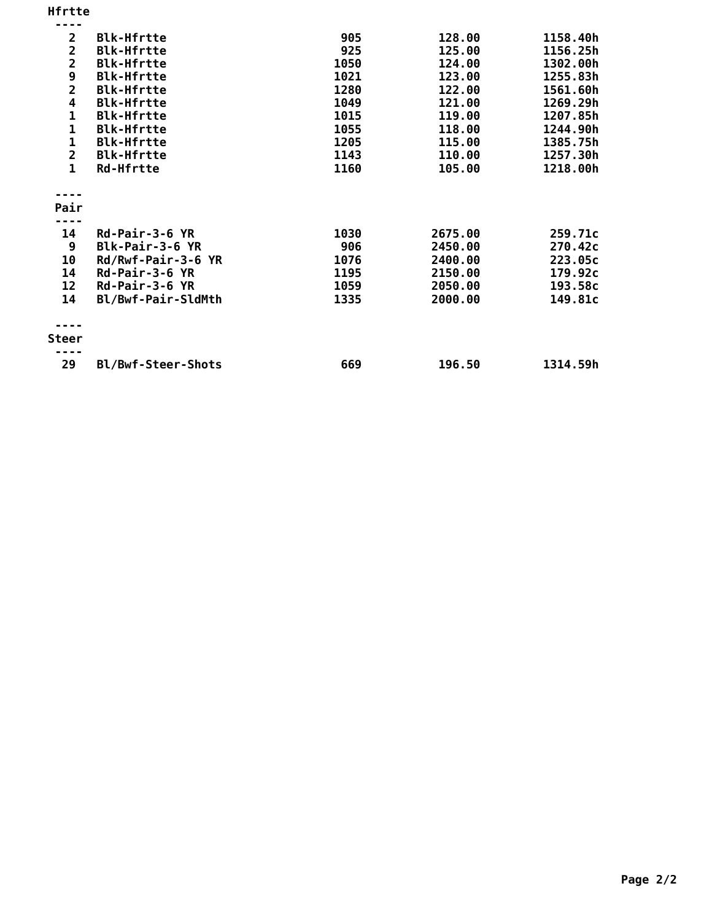Hfrtte

----

| | | | | |
|---|---|---|---|---|
| 2 | Blk-Hfrtte | 905 | 128.00 | 1158.40h |
| 2 | Blk-Hfrtte | 925 | 125.00 | 1156.25h |
| 2 | Blk-Hfrtte | 1050 | 124.00 | 1302.00h |
| 9 | Blk-Hfrtte | 1021 | 123.00 | 1255.83h |
| 2 | Blk-Hfrtte | 1280 | 122.00 | 1561.60h |
| 4 | Blk-Hfrtte | 1049 | 121.00 | 1269.29h |
| 1 | Blk-Hfrtte | 1015 | 119.00 | 1207.85h |
| 1 | Blk-Hfrtte | 1055 | 118.00 | 1244.90h |
| 1 | Blk-Hfrtte | 1205 | 115.00 | 1385.75h |
| 2 | Blk-Hfrtte | 1143 | 110.00 | 1257.30h |
| 1 | Rd-Hfrtte | 1160 | 105.00 | 1218.00h |

----

Pair

----

| | | | | |
|---|---|---|---|---|
| 14 | Rd-Pair-3-6 YR | 1030 | 2675.00 | 259.71c |
| 9 | Blk-Pair-3-6 YR | 906 | 2450.00 | 270.42c |
| 10 | Rd/Rwf-Pair-3-6 YR | 1076 | 2400.00 | 223.05c |
| 14 | Rd-Pair-3-6 YR | 1195 | 2150.00 | 179.92c |
| 12 | Rd-Pair-3-6 YR | 1059 | 2050.00 | 193.58c |
| 14 | Bl/Bwf-Pair-SldMth | 1335 | 2000.00 | 149.81c |

----

Steer

----

| | | | | |
|---|---|---|---|---|
| 29 | Bl/Bwf-Steer-Shots | 669 | 196.50 | 1314.59h |